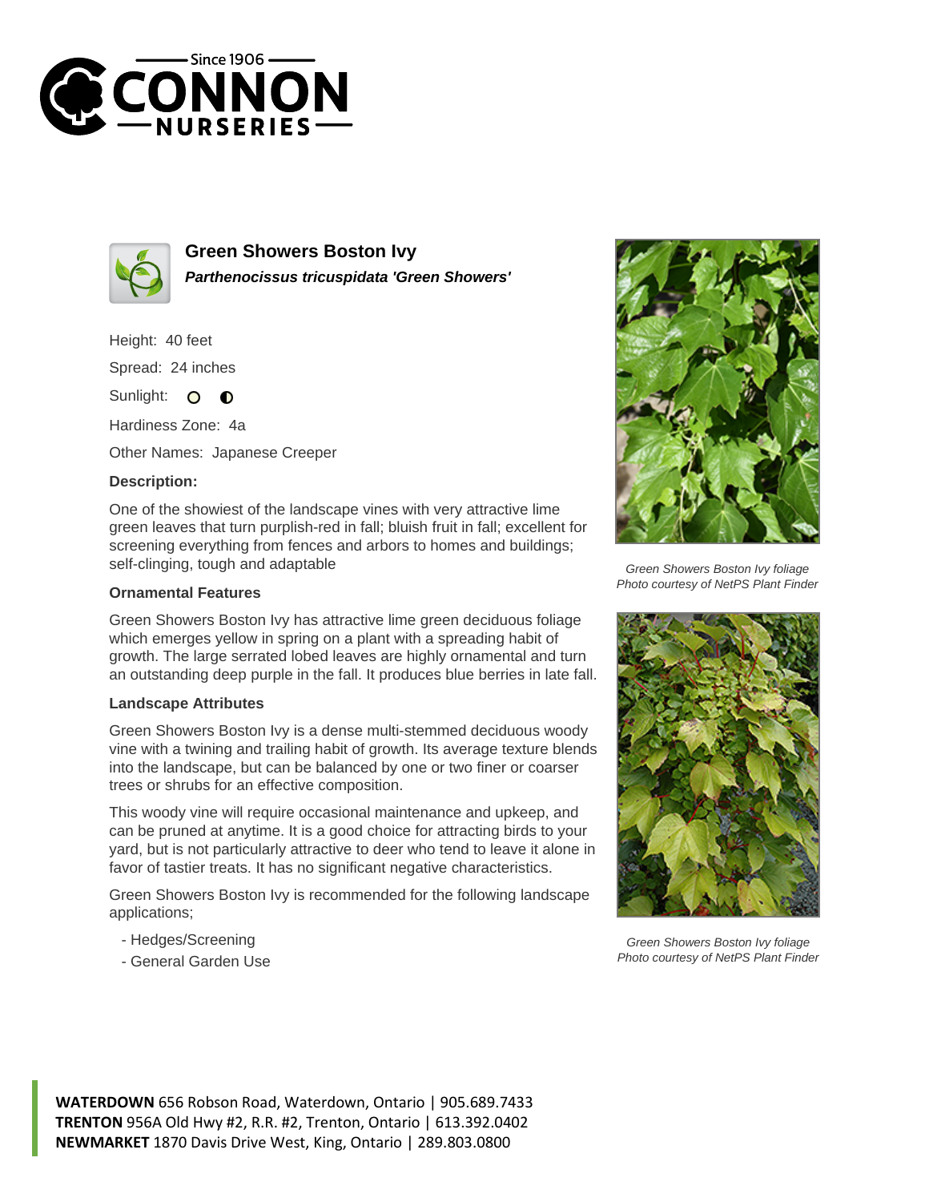# Green Showers Boston Ivy

***Parthenocissus tricuspidata 'Green Showers'***

Height: 40 feet

Spread: 24 inches

Sunlight:

Hardiness Zone: 4a

Other Names: Japanese Creeper

**Description:**

One of the showiest of the landscape vines with very attractive lime green leaves that turn purplish-red in fall; bluish fruit in fall; excellent for screening everything from fences and arbors to homes and buildings; self-clinging, tough and adaptable

### Ornamental Features

Green Showers Boston Ivy has attractive lime green deciduous foliage which emerges yellow in spring on a plant with a spreading habit of growth. The large serrated lobed leaves are highly ornamental and turn an outstanding deep purple in the fall. It produces blue berries in late fall.

### Landscape Attributes

Green Showers Boston Ivy is a dense multi-stemmed deciduous woody vine with a twining and trailing habit of growth. Its average texture blends into the landscape, but can be balanced by one or two finer or coarser trees or shrubs for an effective composition.

This woody vine will require occasional maintenance and upkeep, and can be pruned at anytime. It is a good choice for attracting birds to your yard, but is not particularly attractive to deer who tend to leave it alone in favor of tastier treats. It has no significant negative characteristics.

Green Showers Boston Ivy is recommended for the following landscape applications;

- Hedges/Screening
- General Garden Use

*Green Showers Boston Ivy foliage*
*Photo courtesy of NetPS Plant Finder*

*Green Showers Boston Ivy foliage*
*Photo courtesy of NetPS Plant Finder*

**WATERDOWN** 656 Robson Road, Waterdown, Ontario | 905.689.7433
**TRENTON** 956A Old Hwy #2, R.R. #2, Trenton, Ontario | 613.392.0402
**NEWMARKET** 1870 Davis Drive West, King, Ontario | 289.803.0800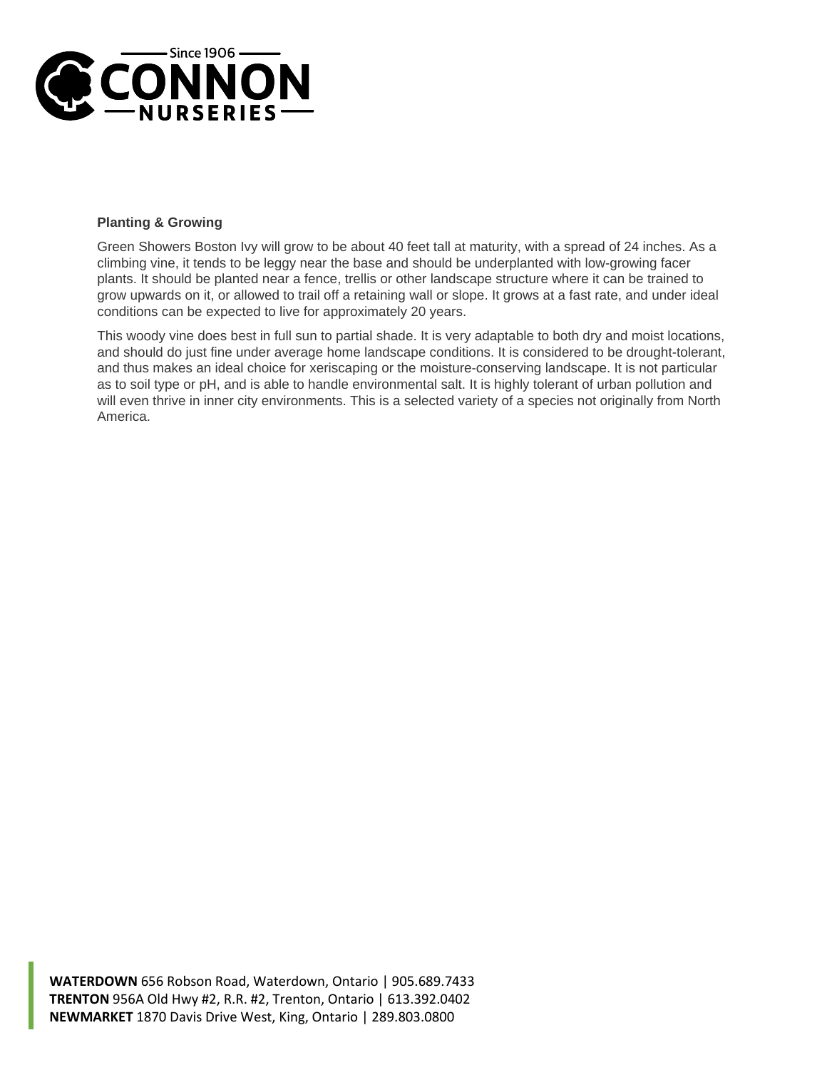### Planting & Growing

Green Showers Boston Ivy will grow to be about 40 feet tall at maturity, with a spread of 24 inches. As a climbing vine, it tends to be leggy near the base and should be underplanted with low-growing facer plants. It should be planted near a fence, trellis or other landscape structure where it can be trained to grow upwards on it, or allowed to trail off a retaining wall or slope. It grows at a fast rate, and under ideal conditions can be expected to live for approximately 20 years.

This woody vine does best in full sun to partial shade. It is very adaptable to both dry and moist locations, and should do just fine under average home landscape conditions. It is considered to be drought-tolerant, and thus makes an ideal choice for xeriscaping or the moisture-conserving landscape. It is not particular as to soil type or pH, and is able to handle environmental salt. It is highly tolerant of urban pollution and will even thrive in inner city environments. This is a selected variety of a species not originally from North America.